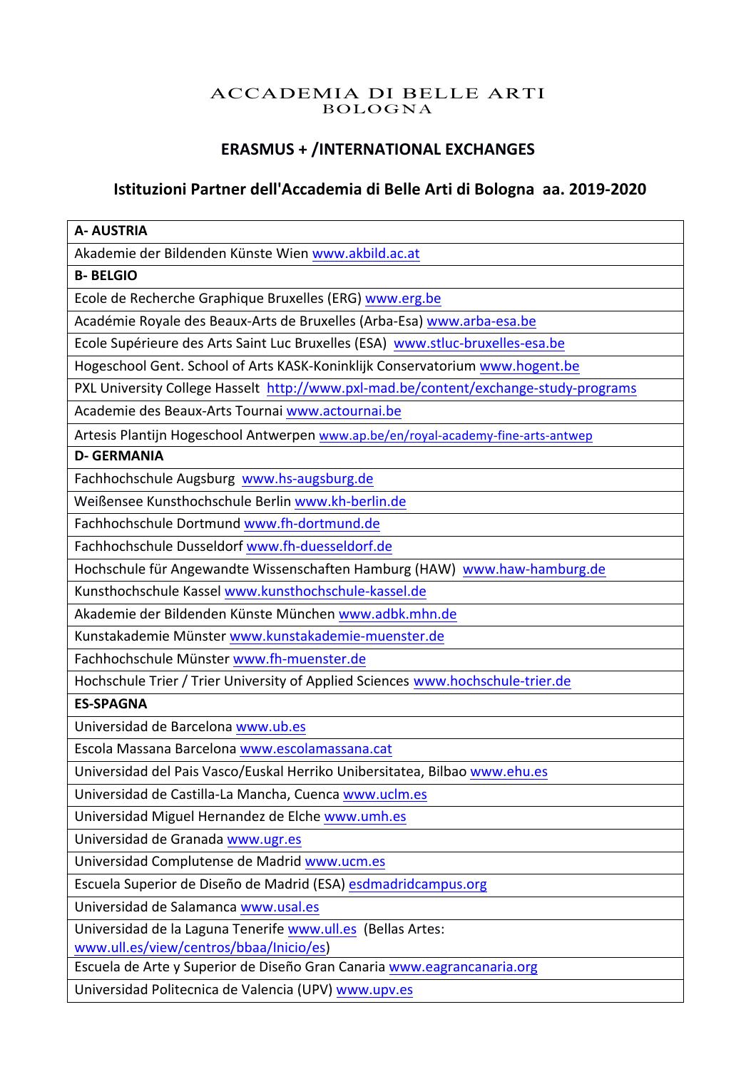ACCADEMIA DI BELLE ARTI
BOLOGNA

## ERASMUS + /INTERNATIONAL EXCHANGES

## Istituzioni Partner dell'Accademia di Belle Arti di Bologna aa. 2019-2020

| **A- AUSTRIA** |
|---|
| Akademie der Bildenden Künste Wien www.akbild.ac.at |
| **B- BELGIO** |
| Ecole de Recherche Graphique Bruxelles (ERG) www.erg.be |
| Académie Royale des Beaux-Arts de Bruxelles (Arba-Esa) www.arba-esa.be |
| Ecole Supérieure des Arts Saint Luc Bruxelles (ESA) www.stluc-bruxelles-esa.be |
| Hogeschool Gent. School of Arts KASK-Koninklijk Conservatorium www.hogent.be |
| PXL University College Hasselt http://www.pxl-mad.be/content/exchange-study-programs |
| Academie des Beaux-Arts Tournai www.actournai.be |
| Artesis Plantijn Hogeschool Antwerpen www.ap.be/en/royal-academy-fine-arts-antwep |
| **D- GERMANIA** |
| Fachhochschule Augsburg www.hs-augsburg.de |
| Weißensee Kunsthochschule Berlin www.kh-berlin.de |
| Fachhochschule Dortmund www.fh-dortmund.de |
| Fachhochschule Dusseldorf www.fh-duesseldorf.de |
| Hochschule für Angewandte Wissenschaften Hamburg (HAW) www.haw-hamburg.de |
| Kunsthochschule Kassel www.kunsthochschule-kassel.de |
| Akademie der Bildenden Künste München www.adbk.mhn.de |
| Kunstakademie Münster www.kunstakademie-muenster.de |
| Fachhochschule Münster www.fh-muenster.de |
| Hochschule Trier / Trier University of Applied Sciences www.hochschule-trier.de |
| **ES-SPAGNA** |
| Universidad de Barcelona www.ub.es |
| Escola Massana Barcelona www.escolamassana.cat |
| Universidad del Pais Vasco/Euskal Herriko Unibersitatea, Bilbao www.ehu.es |
| Universidad de Castilla-La Mancha, Cuenca www.uclm.es |
| Universidad Miguel Hernandez de Elche www.umh.es |
| Universidad de Granada www.ugr.es |
| Universidad Complutense de Madrid www.ucm.es |
| Escuela Superior de Diseño de Madrid (ESA) esdmadridcampus.org |
| Universidad de Salamanca www.usal.es |
| Universidad de la Laguna Tenerife www.ull.es (Bellas Artes: www.ull.es/view/centros/bbaa/Inicio/es) |
| Escuela de Arte y Superior de Diseño Gran Canaria www.eagrancanaria.org |
| Universidad Politecnica de Valencia (UPV) www.upv.es |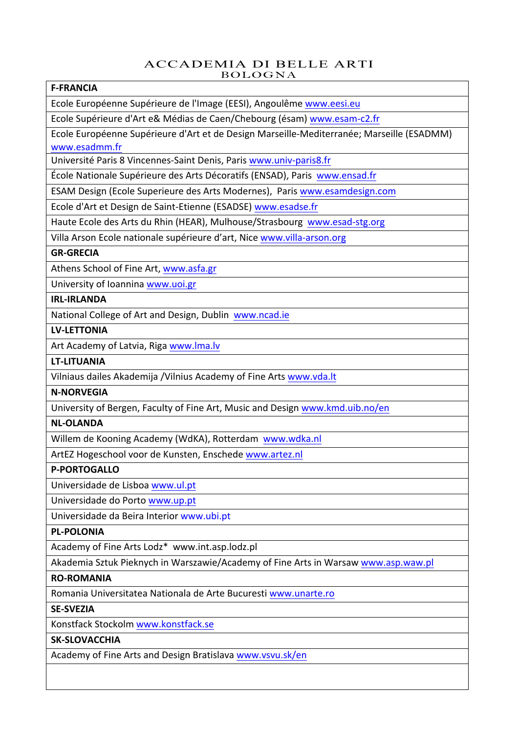# ACCADEMIA DI BELLE ARTI
## BOLOGNA

| **F-FRANCIA** |
|---|
| Ecole Européenne Supérieure de l'Image (EESI), Angoulême www.eesi.eu |
| Ecole Supérieure d'Art e& Médias de Caen/Chebourg (ésam) www.esam-c2.fr |
| Ecole Européenne Supérieure d'Art et de Design Marseille-Mediterranée; Marseille (ESADMM) www.esadmm.fr |
| Université Paris 8 Vincennes-Saint Denis, Paris www.univ-paris8.fr |
| École Nationale Supérieure des Arts Décoratifs (ENSAD), Paris www.ensad.fr |
| ESAM Design (Ecole Superieure des Arts Modernes), Paris www.esamdesign.com |
| Ecole d'Art et Design de Saint-Etienne (ESADSE) www.esadse.fr |
| Haute Ecole des Arts du Rhin (HEAR), Mulhouse/Strasbourg www.esad-stg.org |
| Villa Arson Ecole nationale supérieure d'art, Nice www.villa-arson.org |
| **GR-GRECIA** |
| Athens School of Fine Art, www.asfa.gr |
| University of Ioannina www.uoi.gr |
| **IRL-IRLANDA** |
| National College of Art and Design, Dublin www.ncad.ie |
| **LV-LETTONIA** |
| Art Academy of Latvia, Riga www.lma.lv |
| **LT-LITUANIA** |
| Vilniaus dailes Akademija /Vilnius Academy of Fine Arts www.vda.lt |
| **N-NORVEGIA** |
| University of Bergen, Faculty of Fine Art, Music and Design www.kmd.uib.no/en |
| **NL-OLANDA** |
| Willem de Kooning Academy (WdKA), Rotterdam www.wdka.nl |
| ArtEZ Hogeschool voor de Kunsten, Enschede www.artez.nl |
| **P-PORTOGALLO** |
| Universidade de Lisboa www.ul.pt |
| Universidade do Porto www.up.pt |
| Universidade da Beira Interior www.ubi.pt |
| **PL-POLONIA** |
| Academy of Fine Arts Lodz* www.int.asp.lodz.pl |
| Akademia Sztuk Pieknych in Warszawie/Academy of Fine Arts in Warsaw www.asp.waw.pl |
| **RO-ROMANIA** |
| Romania Universitatea Nationala de Arte Bucuresti www.unarte.ro |
| **SE-SVEZIA** |
| Konstfack Stockolm www.konstfack.se |
| **SK-SLOVACCHIA** |
| Academy of Fine Arts and Design Bratislava www.vsvu.sk/en |
| |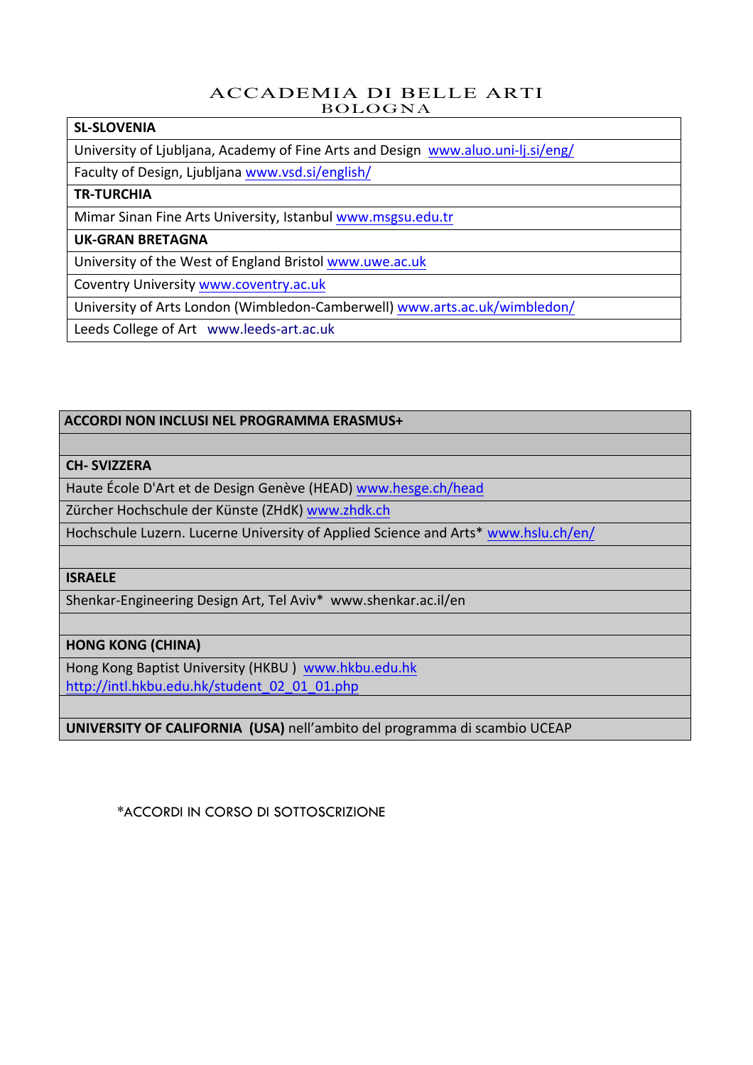ACCADEMIA DI BELLE ARTI
BOLOGNA

| |
|---|
| **SL-SLOVENIA** |
| University of Ljubljana, Academy of Fine Arts and Design www.aluo.uni-lj.si/eng/ |
| Faculty of Design, Ljubljana www.vsd.si/english/ |
| **TR-TURCHIA** |
| Mimar Sinan Fine Arts University, Istanbul www.msgsu.edu.tr |
| **UK-GRAN BRETAGNA** |
| University of the West of England Bristol www.uwe.ac.uk |
| Coventry University www.coventry.ac.uk |
| University of Arts London (Wimbledon-Camberwell) www.arts.ac.uk/wimbledon/ |
| Leeds College of Art www.leeds-art.ac.uk |

| **ACCORDI NON INCLUSI NEL PROGRAMMA ERASMUS+** |
|---|
| |
| **CH- SVIZZERA** |
| Haute École D'Art et de Design Genève (HEAD) www.hesge.ch/head |
| Zürcher Hochschule der Künste (ZHdK) www.zhdk.ch |
| Hochschule Luzern. Lucerne University of Applied Science and Arts* www.hslu.ch/en/ |
| |
| **ISRAELE** |
| Shenkar-Engineering Design Art, Tel Aviv* www.shenkar.ac.il/en |
| |
| **HONG KONG (CHINA)** |
| Hong Kong Baptist University (HKBU ) www.hkbu.edu.hk http://intl.hkbu.edu.hk/student_02_01_01.php |
| |
| **UNIVERSITY OF CALIFORNIA (USA)** nell'ambito del programma di scambio UCEAP |

*ACCORDI IN CORSO DI SOTTOSCRIZIONE